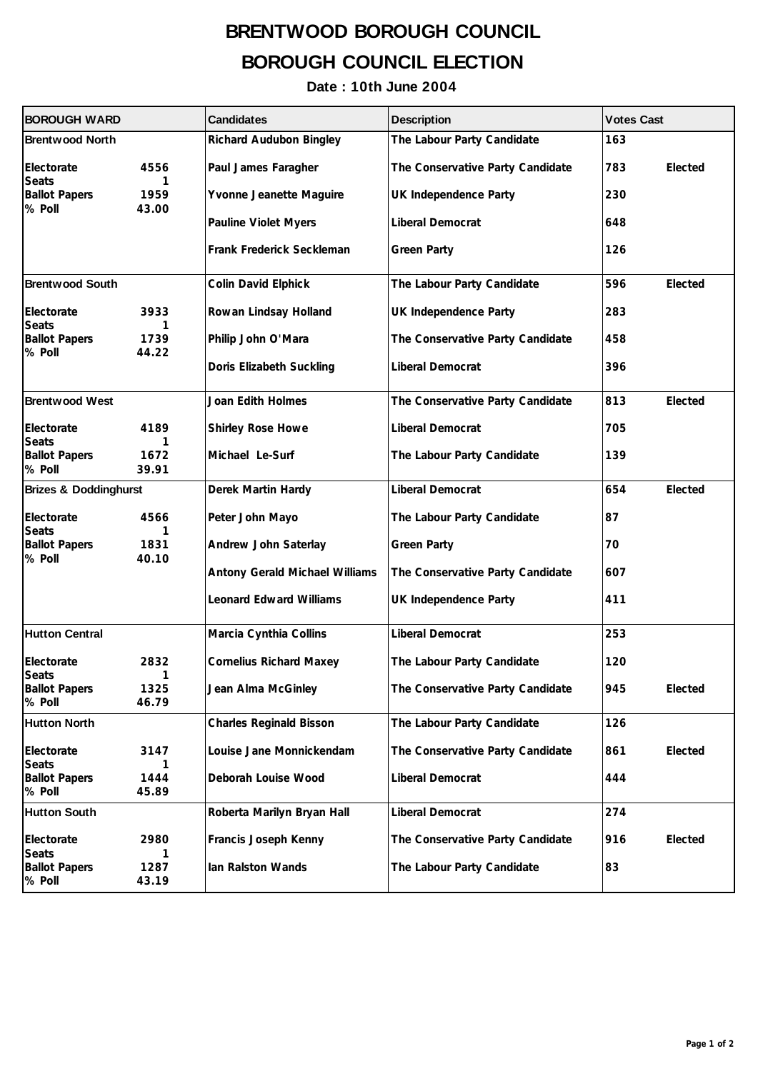# BRENTWOOD BOROUGH COUNCIL

# BOROUGH COUNCIL ELECTION

**Date : 10th June 2004**

| BOROUGH WARD | | Candidates | Description | Votes Cast | |
|---|---|---|---|---|---|
| **Brentwood North** | | Richard Audubon Bingley | The Labour Party Candidate | 163 | |
| Electorate | 4556 | Paul James Faragher | The Conservative Party Candidate | 783 | Elected |
| Seats | 1 | | | | |
| Ballot Papers | 1959 | Yvonne Jeanette Maguire | UK Independence Party | 230 | |
| % Poll | 43.00 | | | | |
| | | Pauline Violet Myers | Liberal Democrat | 648 | |
| | | Frank Frederick Seckleman | Green Party | 126 | |
| **Brentwood South** | | Colin David Elphick | The Labour Party Candidate | 596 | Elected |
| Electorate | 3933 | Rowan Lindsay Holland | UK Independence Party | 283 | |
| Seats | 1 | | | | |
| Ballot Papers | 1739 | Philip John O'Mara | The Conservative Party Candidate | 458 | |
| % Poll | 44.22 | | | | |
| | | Doris Elizabeth Suckling | Liberal Democrat | 396 | |
| **Brentwood West** | | Joan Edith Holmes | The Conservative Party Candidate | 813 | Elected |
| Electorate | 4189 | Shirley Rose Howe | Liberal Democrat | 705 | |
| Seats | 1 | | | | |
| Ballot Papers | 1672 | Michael Le-Surf | The Labour Party Candidate | 139 | |
| % Poll | 39.91 | | | | |
| **Brizes & Doddinghurst** | | Derek Martin Hardy | Liberal Democrat | 654 | Elected |
| Electorate | 4566 | Peter John Mayo | The Labour Party Candidate | 87 | |
| Seats | 1 | | | | |
| Ballot Papers | 1831 | Andrew John Saterlay | Green Party | 70 | |
| % Poll | 40.10 | | | | |
| | | Antony Gerald Michael Williams | The Conservative Party Candidate | 607 | |
| | | Leonard Edward Williams | UK Independence Party | 411 | |
| **Hutton Central** | | Marcia Cynthia Collins | Liberal Democrat | 253 | |
| Electorate | 2832 | Cornelius Richard Maxey | The Labour Party Candidate | 120 | |
| Seats | 1 | | | | |
| Ballot Papers | 1325 | Jean Alma McGinley | The Conservative Party Candidate | 945 | Elected |
| % Poll | 46.79 | | | | |
| **Hutton North** | | Charles Reginald Bisson | The Labour Party Candidate | 126 | |
| Electorate | 3147 | Louise Jane Monnickendam | The Conservative Party Candidate | 861 | Elected |
| Seats | 1 | | | | |
| Ballot Papers | 1444 | Deborah Louise Wood | Liberal Democrat | 444 | |
| % Poll | 45.89 | | | | |
| **Hutton South** | | Roberta Marilyn Bryan Hall | Liberal Democrat | 274 | |
| Electorate | 2980 | Francis Joseph Kenny | The Conservative Party Candidate | 916 | Elected |
| Seats | 1 | | | | |
| Ballot Papers | 1287 | Ian Ralston Wands | The Labour Party Candidate | 83 | |
| % Poll | 43.19 | | | | |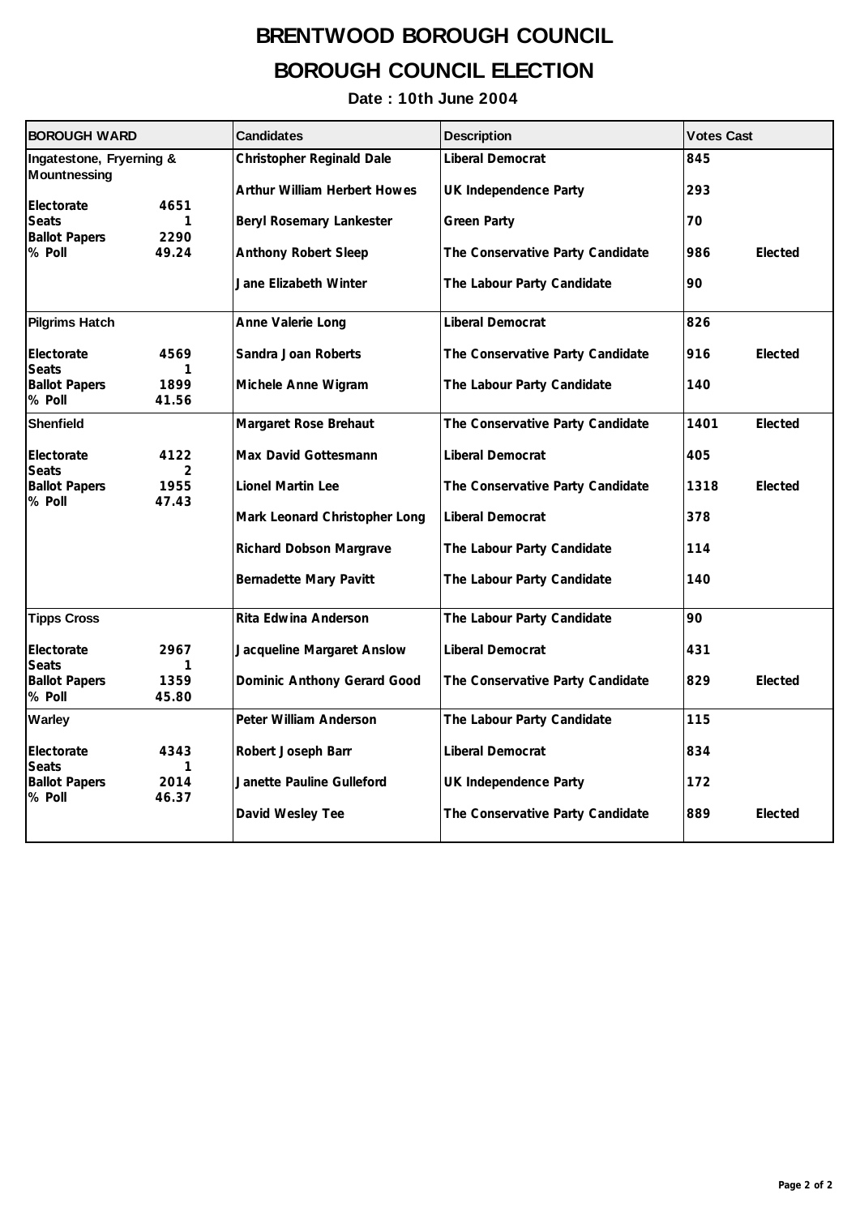# BRENTWOOD BOROUGH COUNCIL

## BOROUGH COUNCIL ELECTION

### Date : 10th June 2004

| BOROUGH WARD | | Candidates | Description | Votes Cast | |
|---|---|---|---|---|---|
| Ingatestone, Fryerning & Mountnessing | | Christopher Reginald Dale | Liberal Democrat | 845 | |
| | | Arthur William Herbert Howes | UK Independence Party | 293 | |
| Electorate | 4651 | Beryl Rosemary Lankester | Green Party | 70 | |
| Seats | 1 | Anthony Robert Sleep | The Conservative Party Candidate | 986 | Elected |
| Ballot Papers | 2290 | Jane Elizabeth Winter | The Labour Party Candidate | 90 | |
| % Poll | 49.24 | | | | |
| Pilgrims Hatch | | Anne Valerie Long | Liberal Democrat | 826 | |
| Electorate | 4569 | Sandra Joan Roberts | The Conservative Party Candidate | 916 | Elected |
| Seats | 1 | Michele Anne Wigram | The Labour Party Candidate | 140 | |
| Ballot Papers | 1899 | | | | |
| % Poll | 41.56 | | | | |
| Shenfield | | Margaret Rose Brehaut | The Conservative Party Candidate | 1401 | Elected |
| Electorate | 4122 | Max David Gottesmann | Liberal Democrat | 405 | |
| Seats | 2 | Lionel Martin Lee | The Conservative Party Candidate | 1318 | Elected |
| Ballot Papers | 1955 | Mark Leonard Christopher Long | Liberal Democrat | 378 | |
| % Poll | 47.43 | Richard Dobson Margrave | The Labour Party Candidate | 114 | |
| | | Bernadette Mary Pavitt | The Labour Party Candidate | 140 | |
| Tipps Cross | | Rita Edwina Anderson | The Labour Party Candidate | 90 | |
| Electorate | 2967 | Jacqueline Margaret Anslow | Liberal Democrat | 431 | |
| Seats | 1 | Dominic Anthony Gerard Good | The Conservative Party Candidate | 829 | Elected |
| Ballot Papers | 1359 | | | | |
| % Poll | 45.80 | | | | |
| Warley | | Peter William Anderson | The Labour Party Candidate | 115 | |
| Electorate | 4343 | Robert Joseph Barr | Liberal Democrat | 834 | |
| Seats | 1 | Janette Pauline Gulleford | UK Independence Party | 172 | |
| Ballot Papers | 2014 | David Wesley Tee | The Conservative Party Candidate | 889 | Elected |
| % Poll | 46.37 | | | | |